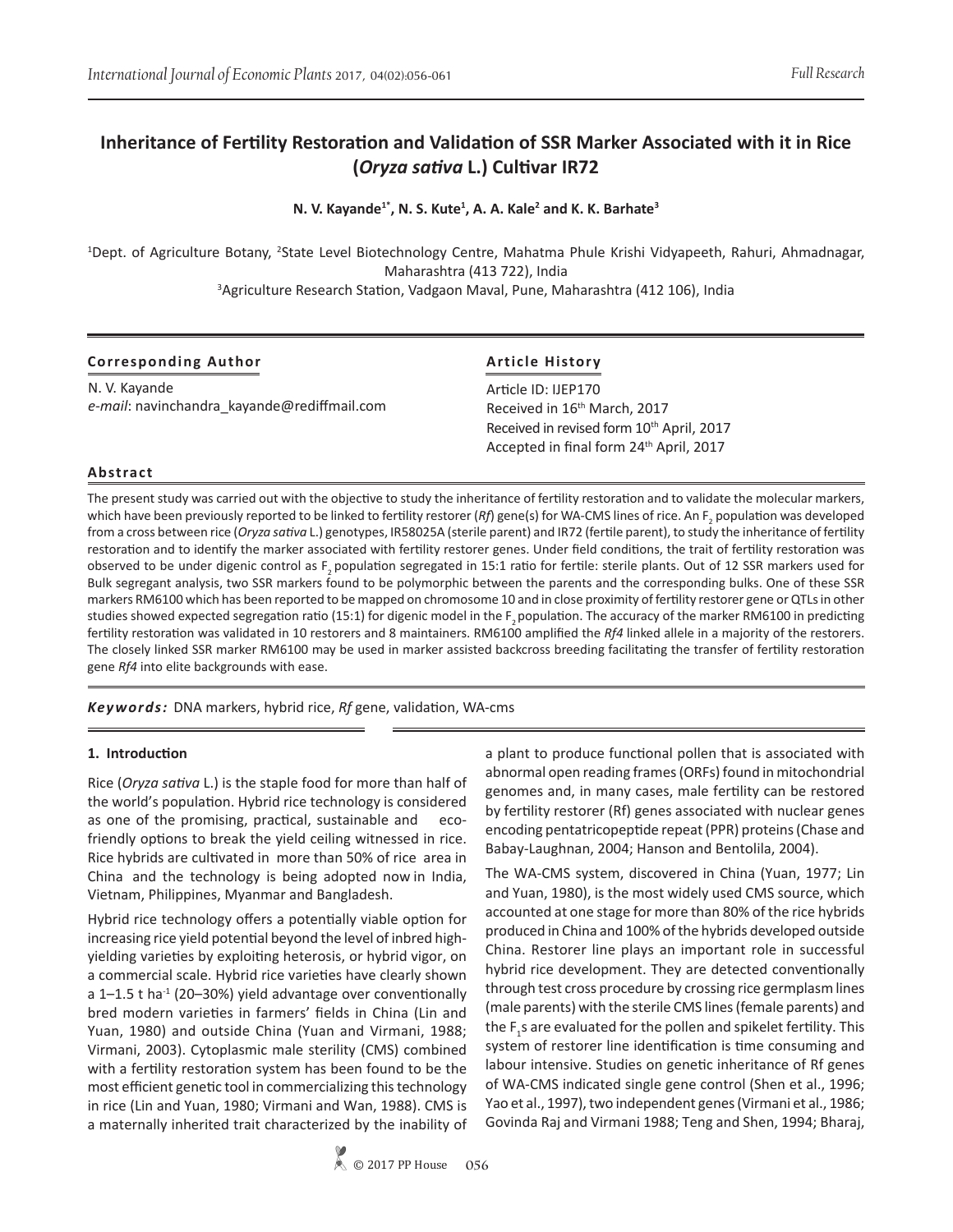# Inheritance of Fertility Restoration and Validation of SSR Marker Associated with it in Rice (*Oryza sativa* L.) Cultivar IR72

**N. V. Kayande[1*], N. S. Kute[1], A. A. Kale[2] and K. K. Barhate[3]**

[1]Dept. of Agriculture Botany, [2]State Level Biotechnology Centre, Mahatma Phule Krishi Vidyapeeth, Rahuri, Ahmadnagar, Maharashtra (413 722), India

[3]Agriculture Research Station, Vadgaon Maval, Pune, Maharashtra (412 106), India

**Corresponding Author**

N. V. Kayande
*e-mail*: navinchandra_kayande@rediffmail.com

**Article History**

Article ID: IJEP170
Received in 16th March, 2017
Received in revised form 10th April, 2017
Accepted in final form 24th April, 2017

**Abstract**

The present study was carried out with the objective to study the inheritance of fertility restoration and to validate the molecular markers, which have been previously reported to be linked to fertility restorer (*Rf*) gene(s) for WA-CMS lines of rice. An $F_2$ population was developed from a cross between rice (*Oryza sativa* L.) genotypes, IR58025A (sterile parent) and IR72 (fertile parent), to study the inheritance of fertility restoration and to identify the marker associated with fertility restorer genes. Under field conditions, the trait of fertility restoration was observed to be under digenic control as $F_2$ population segregated in 15:1 ratio for fertile: sterile plants. Out of 12 SSR markers used for Bulk segregant analysis, two SSR markers found to be polymorphic between the parents and the corresponding bulks. One of these SSR markers RM6100 which has been reported to be mapped on chromosome 10 and in close proximity of fertility restorer gene or QTLs in other studies showed expected segregation ratio (15:1) for digenic model in the $F_2$ population. The accuracy of the marker RM6100 in predicting fertility restoration was validated in 10 restorers and 8 maintainers. RM6100 amplified the *Rf4* linked allele in a majority of the restorers. The closely linked SSR marker RM6100 may be used in marker assisted backcross breeding facilitating the transfer of fertility restoration gene *Rf4* into elite backgrounds with ease.

***Keywords:*** DNA markers, hybrid rice, *Rf* gene, validation, WA-cms

## 1. Introduction

Rice (*Oryza sativa* L.) is the staple food for more than half of the world's population. Hybrid rice technology is considered as one of the promising, practical, sustainable and eco-friendly options to break the yield ceiling witnessed in rice. Rice hybrids are cultivated in more than 50% of rice area in China and the technology is being adopted now in India, Vietnam, Philippines, Myanmar and Bangladesh.

Hybrid rice technology offers a potentially viable option for increasing rice yield potential beyond the level of inbred high-yielding varieties by exploiting heterosis, or hybrid vigor, on a commercial scale. Hybrid rice varieties have clearly shown a 1–1.5 t $ha^{-1}$ (20–30%) yield advantage over conventionally bred modern varieties in farmers' fields in China (Lin and Yuan, 1980) and outside China (Yuan and Virmani, 1988; Virmani, 2003). Cytoplasmic male sterility (CMS) combined with a fertility restoration system has been found to be the most efficient genetic tool in commercializing this technology in rice (Lin and Yuan, 1980; Virmani and Wan, 1988). CMS is a maternally inherited trait characterized by the inability of a plant to produce functional pollen that is associated with abnormal open reading frames (ORFs) found in mitochondrial genomes and, in many cases, male fertility can be restored by fertility restorer (Rf) genes associated with nuclear genes encoding pentatricopeptide repeat (PPR) proteins (Chase and Babay-Laughnan, 2004; Hanson and Bentolila, 2004).

The WA-CMS system, discovered in China (Yuan, 1977; Lin and Yuan, 1980), is the most widely used CMS source, which accounted at one stage for more than 80% of the rice hybrids produced in China and 100% of the hybrids developed outside China. Restorer line plays an important role in successful hybrid rice development. They are detected conventionally through test cross procedure by crossing rice germplasm lines (male parents) with the sterile CMS lines (female parents) and the $F_1$s are evaluated for the pollen and spikelet fertility. This system of restorer line identification is time consuming and labour intensive. Studies on genetic inheritance of Rf genes of WA-CMS indicated single gene control (Shen et al., 1996; Yao et al., 1997), two independent genes (Virmani et al., 1986; Govinda Raj and Virmani 1988; Teng and Shen, 1994; Bharaj,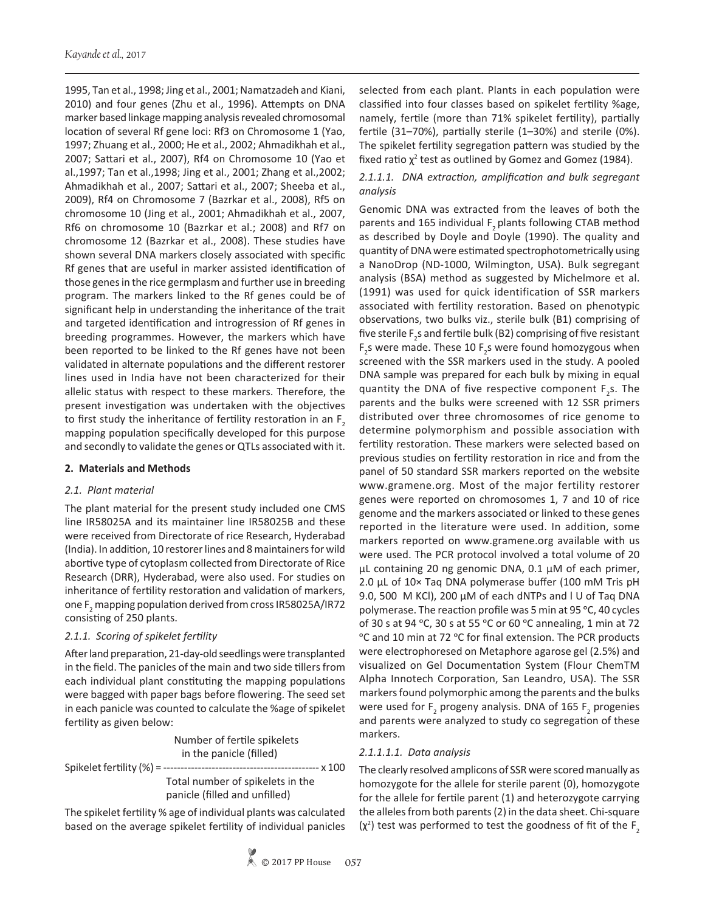1995, Tan et al., 1998; Jing et al., 2001; Namatzadeh and Kiani, 2010) and four genes (Zhu et al., 1996). Attempts on DNA marker based linkage mapping analysis revealed chromosomal location of several Rf gene loci: Rf3 on Chromosome 1 (Yao, 1997; Zhuang et al., 2000; He et al., 2002; Ahmadikhah et al., 2007; Sattari et al., 2007), Rf4 on Chromosome 10 (Yao et al.,1997; Tan et al.,1998; Jing et al., 2001; Zhang et al.,2002; Ahmadikhah et al., 2007; Sattari et al., 2007; Sheeba et al., 2009), Rf4 on Chromosome 7 (Bazrkar et al., 2008), Rf5 on chromosome 10 (Jing et al., 2001; Ahmadikhah et al., 2007, Rf6 on chromosome 10 (Bazrkar et al.; 2008) and Rf7 on chromosome 12 (Bazrkar et al., 2008). These studies have shown several DNA markers closely associated with specific Rf genes that are useful in marker assisted identification of those genes in the rice germplasm and further use in breeding program. The markers linked to the Rf genes could be of significant help in understanding the inheritance of the trait and targeted identification and introgression of Rf genes in breeding programmes. However, the markers which have been reported to be linked to the Rf genes have not been validated in alternate populations and the different restorer lines used in India have not been characterized for their allelic status with respect to these markers. Therefore, the present investigation was undertaken with the objectives to first study the inheritance of fertility restoration in an $F_2$ mapping population specifically developed for this purpose and secondly to validate the genes or QTLs associated with it.

## 2. Materials and Methods

### *2.1. Plant material*

The plant material for the present study included one CMS line IR58025A and its maintainer line IR58025B and these were received from Directorate of rice Research, Hyderabad (India). In addition, 10 restorer lines and 8 maintainers for wild abortive type of cytoplasm collected from Directorate of Rice Research (DRR), Hyderabad, were also used. For studies on inheritance of fertility restoration and validation of markers, one $F_2$ mapping population derived from cross IR58025A/IR72 consisting of 250 plants.

### *2.1.1. Scoring of spikelet fertility*

After land preparation, 21-day-old seedlings were transplanted in the field. The panicles of the main and two side tillers from each individual plant constituting the mapping populations were bagged with paper bags before flowering. The seed set in each panicle was counted to calculate the %age of spikelet fertility as given below:

$$\text{Spikelet fertility (\%)} = \frac{\text{Number of fertile spikelets in the panicle (filled)}}{\text{Total number of spikelets in the panicle (filled and unfilled)}} \times 100$$

The spikelet fertility % age of individual plants was calculated based on the average spikelet fertility of individual panicles selected from each plant. Plants in each population were classified into four classes based on spikelet fertility %age, namely, fertile (more than 71% spikelet fertility), partially fertile (31–70%), partially sterile (1–30%) and sterile (0%). The spikelet fertility segregation pattern was studied by the fixed ratio $\chi^2$ test as outlined by Gomez and Gomez (1984).

#### *2.1.1.1. DNA extraction, amplification and bulk segregant analysis*

Genomic DNA was extracted from the leaves of both the parents and 165 individual $F_2$ plants following CTAB method as described by Doyle and Doyle (1990). The quality and quantity of DNA were estimated spectrophotometrically using a NanoDrop (ND-1000, Wilmington, USA). Bulk segregant analysis (BSA) method as suggested by Michelmore et al. (1991) was used for quick identification of SSR markers associated with fertility restoration. Based on phenotypic observations, two bulks viz., sterile bulk (B1) comprising of five sterile $F_2$s and fertile bulk (B2) comprising of five resistant $F_2$s were made. These 10 $F_2$s were found homozygous when screened with the SSR markers used in the study. A pooled DNA sample was prepared for each bulk by mixing in equal quantity the DNA of five respective component $F_2$s. The parents and the bulks were screened with 12 SSR primers distributed over three chromosomes of rice genome to determine polymorphism and possible association with fertility restoration. These markers were selected based on previous studies on fertility restoration in rice and from the panel of 50 standard SSR markers reported on the website www.gramene.org. Most of the major fertility restorer genes were reported on chromosomes 1, 7 and 10 of rice genome and the markers associated or linked to these genes reported in the literature were used. In addition, some markers reported on www.gramene.org available with us were used. The PCR protocol involved a total volume of 20 µL containing 20 ng genomic DNA, 0.1 µM of each primer, 2.0 µL of 10× Taq DNA polymerase buffer (100 mM Tris pH 9.0, 500 M KCl), 200 µM of each dNTPs and l U of Taq DNA polymerase. The reaction profile was 5 min at 95 °C, 40 cycles of 30 s at 94 °C, 30 s at 55 °C or 60 °C annealing, 1 min at 72 °C and 10 min at 72 °C for final extension. The PCR products were electrophoresed on Metaphore agarose gel (2.5%) and visualized on Gel Documentation System (Flour ChemTM Alpha Innotech Corporation, San Leandro, USA). The SSR markers found polymorphic among the parents and the bulks were used for $F_2$ progeny analysis. DNA of 165 $F_2$ progenies and parents were analyzed to study co segregation of these markers.

##### *2.1.1.1.1. Data analysis*

The clearly resolved amplicons of SSR were scored manually as homozygote for the allele for sterile parent (0), homozygote for the allele for fertile parent (1) and heterozygote carrying the alleles from both parents (2) in the data sheet. Chi-square ($\chi^2$) test was performed to test the goodness of fit of the $F_2$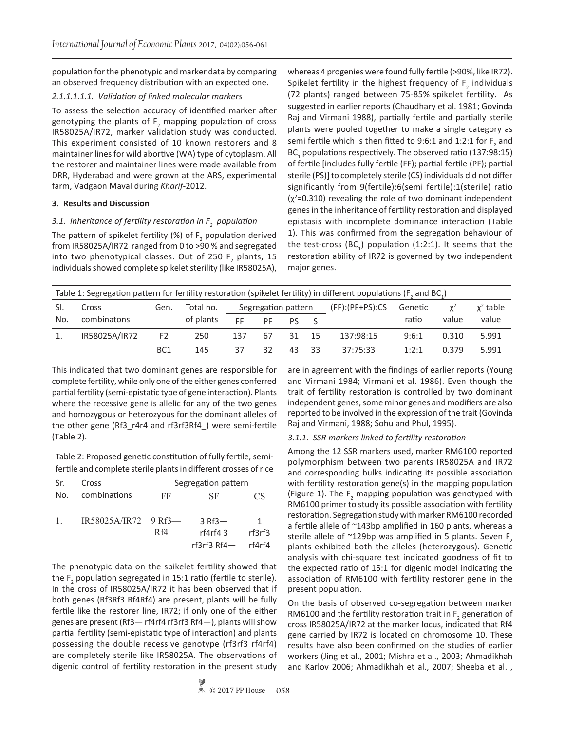population for the phenotypic and marker data by comparing an observed frequency distribution with an expected one.

*2.1.1.1.1.1. Validation of linked molecular markers*

To assess the selection accuracy of identified marker after genotyping the plants of $F_2$ mapping population of cross IR58025A/IR72, marker validation study was conducted. This experiment consisted of 10 known restorers and 8 maintainer lines for wild abortive (WA) type of cytoplasm. All the restorer and maintainer lines were made available from DRR, Hyderabad and were grown at the ARS, experimental farm, Vadgaon Maval during *Kharif*-2012.

## 3. Results and Discussion

### *3.1. Inheritance of fertility restoration in $F_2$ population*

The pattern of spikelet fertility (%) of $F_2$ population derived from IR58025A/IR72 ranged from 0 to >90 % and segregated into two phenotypical classes. Out of 250 $F_2$ plants, 15 individuals showed complete spikelet sterility (like IR58025A), whereas 4 progenies were found fully fertile (>90%, like IR72). Spikelet fertility in the highest frequency of $F_2$ individuals (72 plants) ranged between 75-85% spikelet fertility. As suggested in earlier reports (Chaudhary et al. 1981; Govinda Raj and Virmani 1988), partially fertile and partially sterile plants were pooled together to make a single category as semi fertile which is then fitted to 9:6:1 and 1:2:1 for $F_2$ and $BC_1$ populations respectively. The observed ratio (137:98:15) of fertile [includes fully fertile (FF); partial fertile (PF); partial sterile (PS)] to completely sterile (CS) individuals did not differ significantly from 9(fertile):6(semi fertile):1(sterile) ratio ($\chi^2$=0.310) revealing the role of two dominant independent genes in the inheritance of fertility restoration and displayed epistasis with incomplete dominance interaction (Table 1). This was confirmed from the segregation behaviour of the test-cross ($BC_1$) population (1:2:1). It seems that the restoration ability of IR72 is governed by two independent major genes.

Table 1: Segregation pattern for fertility restoration (spikelet fertility) in different populations ($F_2$ and $BC_1$)

| Sl. No. | Cross combinatons | Gen. | Total no. of plants | Segregation pattern | | | | (FF):(PF+PS):CS | Genetic ratio | $\chi^2$ value | $\chi^2$ table value |
|---|---|---|---|---|---|---|---|---|---|---|---|
| | | | | FF | PF | PS | S | | | | |
| 1. | IR58025A/IR72 | F2 | 250 | 137 | 67 | 31 | 15 | 137:98:15 | 9:6:1 | 0.310 | 5.991 |
| | | BC1 | 145 | 37 | 32 | 43 | 33 | 37:75:33 | 1:2:1 | 0.379 | 5.991 |

This indicated that two dominant genes are responsible for complete fertility, while only one of the either genes conferred partial fertility (semi-epistatic type of gene interaction). Plants where the recessive gene is allelic for any of the two genes and homozygous or heterozyous for the dominant alleles of the other gene (Rf3_r4r4 and rf3rf3Rf4_) were semi-fertile (Table 2).

Table 2: Proposed genetic constitution of fully fertile, semi-fertile and complete sterile plants in different crosses of rice

| Sr. No. | Cross combinations | Segregation pattern | | |
|---|---|---|---|---|
| | | FF | SF | CS |
| 1. | IR58025A/IR72 | 9 Rf3— Rf4— | 3 Rf3— rf4rf4 3 rf3rf3 Rf4— | 1 rf3rf3 rf4rf4 |

The phenotypic data on the spikelet fertility showed that the $F_2$ population segregated in 15:1 ratio (fertile to sterile). In the cross of IR58025A/IR72 it has been observed that if both genes (Rf3Rf3 Rf4Rf4) are present, plants will be fully fertile like the restorer line, IR72; if only one of the either genes are present (Rf3— rf4rf4 rf3rf3 Rf4—), plants will show partial fertility (semi-epistatic type of interaction) and plants possessing the double recessive genotype (rf3rf3 rf4rf4) are completely sterile like IR58025A. The observations of digenic control of fertility restoration in the present study are in agreement with the findings of earlier reports (Young and Virmani 1984; Virmani et al. 1986). Even though the trait of fertility restoration is controlled by two dominant independent genes, some minor genes and modifiers are also reported to be involved in the expression of the trait (Govinda Raj and Virmani, 1988; Sohu and Phul, 1995).

### *3.1.1. SSR markers linked to fertility restoration*

Among the 12 SSR markers used, marker RM6100 reported polymorphism between two parents IR58025A and IR72 and corresponding bulks indicating its possible association with fertility restoration gene(s) in the mapping population (Figure 1). The $F_2$ mapping population was genotyped with RM6100 primer to study its possible association with fertility restoration. Segregation study with marker RM6100 recorded a fertile allele of ~143bp amplified in 160 plants, whereas a sterile allele of ~129bp was amplified in 5 plants. Seven $F_2$ plants exhibited both the alleles (heterozygous). Genetic analysis with chi-square test indicated goodness of fit to the expected ratio of 15:1 for digenic model indicating the association of RM6100 with fertility restorer gene in the present population.

On the basis of observed co-segregation between marker RM6100 and the fertility restoration trait in $F_2$ generation of cross IR58025A/IR72 at the marker locus, indicated that Rf4 gene carried by IR72 is located on chromosome 10. These results have also been confirmed on the studies of earlier workers (Jing et al., 2001; Mishra et al., 2003; Ahmadikhah and Karlov 2006; Ahmadikhah et al., 2007; Sheeba et al. ,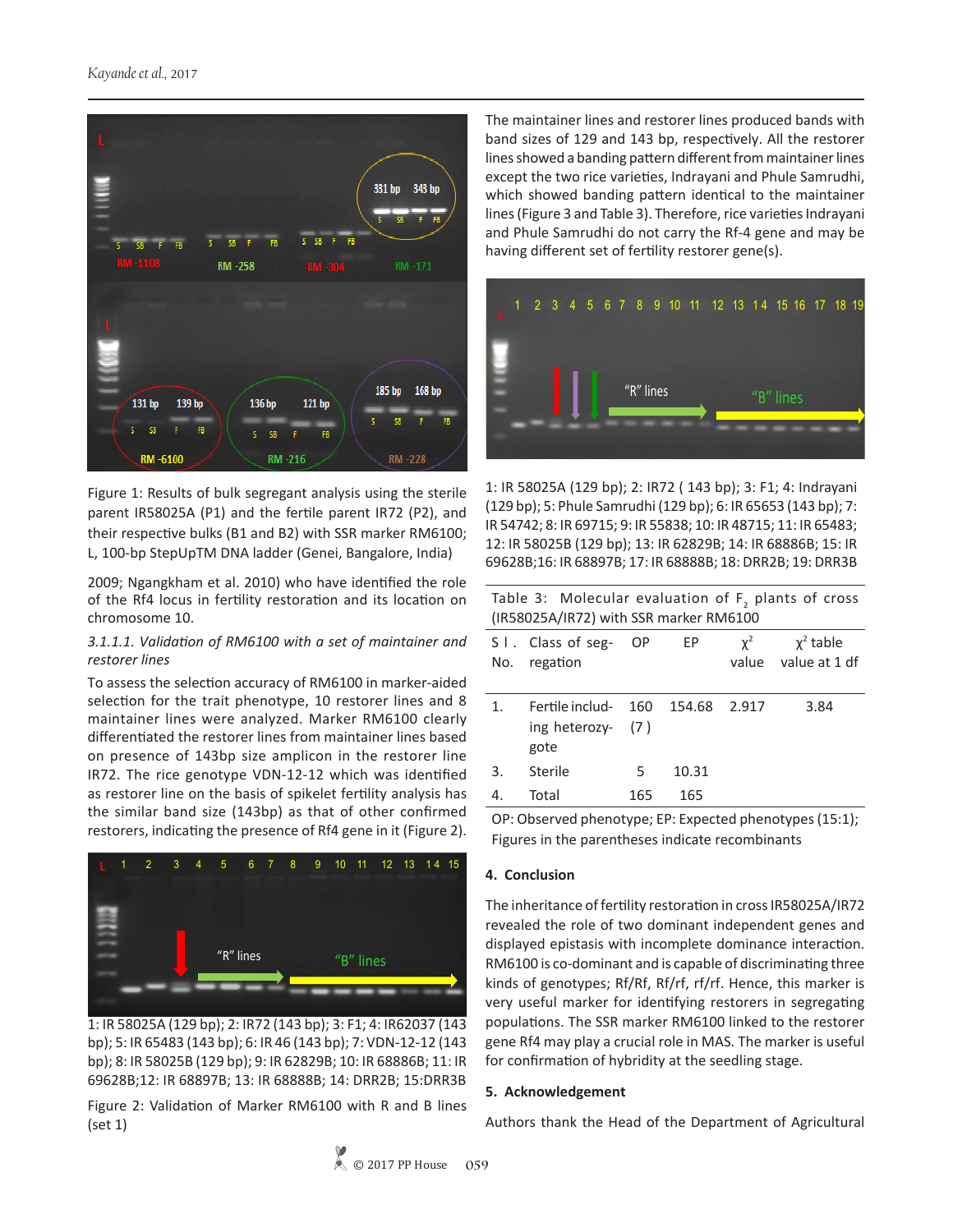Figure 1: Results of bulk segregant analysis using the sterile parent IR58025A (P1) and the fertile parent IR72 (P2), and their respective bulks (B1 and B2) with SSR marker RM6100; L, 100-bp StepUpTM DNA ladder (Genei, Bangalore, India)

2009; Ngangkham et al. 2010) who have identified the role of the Rf4 locus in fertility restoration and its location on chromosome 10.

*3.1.1.1. Validation of RM6100 with a set of maintainer and restorer lines*

To assess the selection accuracy of RM6100 in marker-aided selection for the trait phenotype, 10 restorer lines and 8 maintainer lines were analyzed. Marker RM6100 clearly differentiated the restorer lines from maintainer lines based on presence of 143bp size amplicon in the restorer line IR72. The rice genotype VDN-12-12 which was identified as restorer line on the basis of spikelet fertility analysis has the similar band size (143bp) as that of other confirmed restorers, indicating the presence of Rf4 gene in it (Figure 2).

1: IR 58025A (129 bp); 2: IR72 (143 bp); 3: F1; 4: IR62037 (143 bp); 5: IR 65483 (143 bp); 6: IR 46 (143 bp); 7: VDN-12-12 (143 bp); 8: IR 58025B (129 bp); 9: IR 62829B; 10: IR 68886B; 11: IR 69628B;12: IR 68897B; 13: IR 68888B; 14: DRR2B; 15:DRR3B

Figure 2: Validation of Marker RM6100 with R and B lines (set 1)

The maintainer lines and restorer lines produced bands with band sizes of 129 and 143 bp, respectively. All the restorer lines showed a banding pattern different from maintainer lines except the two rice varieties, Indrayani and Phule Samrudhi, which showed banding pattern identical to the maintainer lines (Figure 3 and Table 3). Therefore, rice varieties Indrayani and Phule Samrudhi do not carry the Rf-4 gene and may be having different set of fertility restorer gene(s).

1: IR 58025A (129 bp); 2: IR72 ( 143 bp); 3: F1; 4: Indrayani (129 bp); 5: Phule Samrudhi (129 bp); 6: IR 65653 (143 bp); 7: IR 54742; 8: IR 69715; 9: IR 55838; 10: IR 48715; 11: IR 65483; 12: IR 58025B (129 bp); 13: IR 62829B; 14: IR 68886B; 15: IR 69628B;16: IR 68897B; 17: IR 68888B; 18: DRR2B; 19: DRR3B

Table 3: Molecular evaluation of $F_2$ plants of cross (IR58025A/IR72) with SSR marker RM6100

| Sl. No. | Class of segregation | OP | EP | $\chi^2$ value | $\chi^2$ table value at 1 df |
|---|---|---|---|---|---|
| 1. | Fertile including heterozygote | 160 (7 ) | 154.68 | 2.917 | 3.84 |
| 3. | Sterile | 5 | 10.31 | | |
| 4. | Total | 165 | 165 | | |

OP: Observed phenotype; EP: Expected phenotypes (15:1); Figures in the parentheses indicate recombinants

## 4. Conclusion

The inheritance of fertility restoration in cross IR58025A/IR72 revealed the role of two dominant independent genes and displayed epistasis with incomplete dominance interaction. RM6100 is co-dominant and is capable of discriminating three kinds of genotypes; Rf/Rf, Rf/rf, rf/rf. Hence, this marker is very useful marker for identifying restorers in segregating populations. The SSR marker RM6100 linked to the restorer gene Rf4 may play a crucial role in MAS. The marker is useful for confirmation of hybridity at the seedling stage.

## 5. Acknowledgement

Authors thank the Head of the Department of Agricultural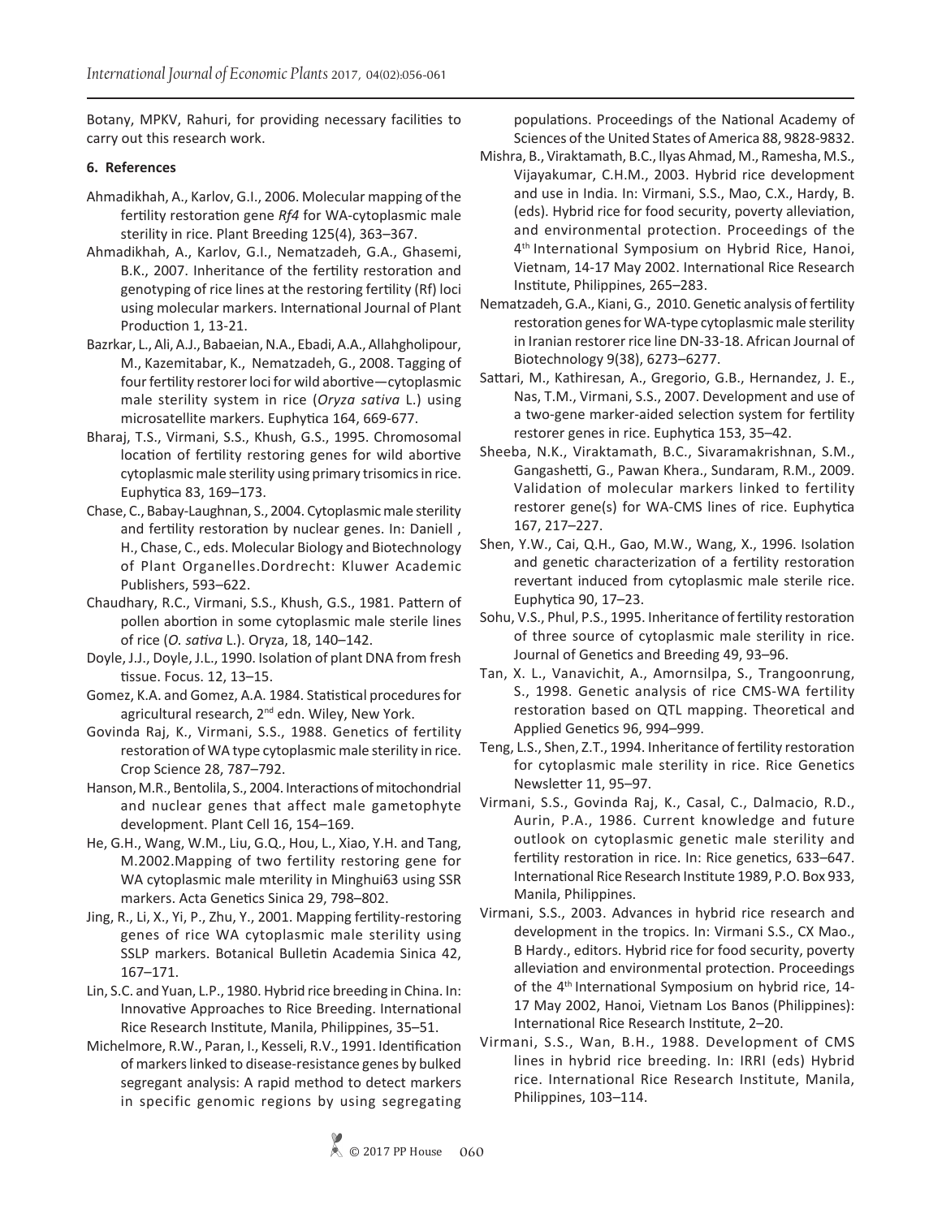Botany, MPKV, Rahuri, for providing necessary facilities to carry out this research work.

## 6. References

Ahmadikhah, A., Karlov, G.I., 2006. Molecular mapping of the fertility restoration gene *Rf4* for WA-cytoplasmic male sterility in rice. Plant Breeding 125(4), 363–367.

Ahmadikhah, A., Karlov, G.I., Nematzadeh, G.A., Ghasemi, B.K., 2007. Inheritance of the fertility restoration and genotyping of rice lines at the restoring fertility (Rf) loci using molecular markers. International Journal of Plant Production 1, 13-21.

Bazrkar, L., Ali, A.J., Babaeian, N.A., Ebadi, A.A., Allahgholipour, M., Kazemitabar, K., Nematzadeh, G., 2008. Tagging of four fertility restorer loci for wild abortive—cytoplasmic male sterility system in rice (*Oryza sativa* L.) using microsatellite markers. Euphytica 164, 669-677.

Bharaj, T.S., Virmani, S.S., Khush, G.S., 1995. Chromosomal location of fertility restoring genes for wild abortive cytoplasmic male sterility using primary trisomics in rice. Euphytica 83, 169–173.

Chase, C., Babay-Laughnan, S., 2004. Cytoplasmic male sterility and fertility restoration by nuclear genes. In: Daniell , H., Chase, C., eds. Molecular Biology and Biotechnology of Plant Organelles.Dordrecht: Kluwer Academic Publishers, 593–622.

Chaudhary, R.C., Virmani, S.S., Khush, G.S., 1981. Pattern of pollen abortion in some cytoplasmic male sterile lines of rice (*O. sativa* L.). Oryza, 18, 140–142.

Doyle, J.J., Doyle, J.L., 1990. Isolation of plant DNA from fresh tissue. Focus. 12, 13–15.

Gomez, K.A. and Gomez, A.A. 1984. Statistical procedures for agricultural research, 2nd edn. Wiley, New York.

Govinda Raj, K., Virmani, S.S., 1988. Genetics of fertility restoration of WA type cytoplasmic male sterility in rice. Crop Science 28, 787–792.

Hanson, M.R., Bentolila, S., 2004. Interactions of mitochondrial and nuclear genes that affect male gametophyte development. Plant Cell 16, 154–169.

He, G.H., Wang, W.M., Liu, G.Q., Hou, L., Xiao, Y.H. and Tang, M.2002.Mapping of two fertility restoring gene for WA cytoplasmic male mterility in Minghui63 using SSR markers. Acta Genetics Sinica 29, 798–802.

Jing, R., Li, X., Yi, P., Zhu, Y., 2001. Mapping fertility-restoring genes of rice WA cytoplasmic male sterility using SSLP markers. Botanical Bulletin Academia Sinica 42, 167–171.

Lin, S.C. and Yuan, L.P., 1980. Hybrid rice breeding in China. In: Innovative Approaches to Rice Breeding. International Rice Research Institute, Manila, Philippines, 35–51.

Michelmore, R.W., Paran, I., Kesseli, R.V., 1991. Identification of markers linked to disease-resistance genes by bulked segregant analysis: A rapid method to detect markers in specific genomic regions by using segregating populations. Proceedings of the National Academy of Sciences of the United States of America 88, 9828-9832.

Mishra, B., Viraktamath, B.C., Ilyas Ahmad, M., Ramesha, M.S., Vijayakumar, C.H.M., 2003. Hybrid rice development and use in India. In: Virmani, S.S., Mao, C.X., Hardy, B. (eds). Hybrid rice for food security, poverty alleviation, and environmental protection. Proceedings of the 4th International Symposium on Hybrid Rice, Hanoi, Vietnam, 14-17 May 2002. International Rice Research Institute, Philippines, 265–283.

Nematzadeh, G.A., Kiani, G., 2010. Genetic analysis of fertility restoration genes for WA-type cytoplasmic male sterility in Iranian restorer rice line DN-33-18. African Journal of Biotechnology 9(38), 6273–6277.

Sattari, M., Kathiresan, A., Gregorio, G.B., Hernandez, J. E., Nas, T.M., Virmani, S.S., 2007. Development and use of a two-gene marker-aided selection system for fertility restorer genes in rice. Euphytica 153, 35–42.

Sheeba, N.K., Viraktamath, B.C., Sivaramakrishnan, S.M., Gangashetti, G., Pawan Khera., Sundaram, R.M., 2009. Validation of molecular markers linked to fertility restorer gene(s) for WA-CMS lines of rice. Euphytica 167, 217–227.

Shen, Y.W., Cai, Q.H., Gao, M.W., Wang, X., 1996. Isolation and genetic characterization of a fertility restoration revertant induced from cytoplasmic male sterile rice. Euphytica 90, 17–23.

Sohu, V.S., Phul, P.S., 1995. Inheritance of fertility restoration of three source of cytoplasmic male sterility in rice. Journal of Genetics and Breeding 49, 93–96.

Tan, X. L., Vanavichit, A., Amornsilpa, S., Trangoonrung, S., 1998. Genetic analysis of rice CMS-WA fertility restoration based on QTL mapping. Theoretical and Applied Genetics 96, 994–999.

Teng, L.S., Shen, Z.T., 1994. Inheritance of fertility restoration for cytoplasmic male sterility in rice. Rice Genetics Newsletter 11, 95–97.

Virmani, S.S., Govinda Raj, K., Casal, C., Dalmacio, R.D., Aurin, P.A., 1986. Current knowledge and future outlook on cytoplasmic genetic male sterility and fertility restoration in rice. In: Rice genetics, 633–647. International Rice Research Institute 1989, P.O. Box 933, Manila, Philippines.

Virmani, S.S., 2003. Advances in hybrid rice research and development in the tropics. In: Virmani S.S., CX Mao., B Hardy., editors. Hybrid rice for food security, poverty alleviation and environmental protection. Proceedings of the 4th International Symposium on hybrid rice, 14-17 May 2002, Hanoi, Vietnam Los Banos (Philippines): International Rice Research Institute, 2–20.

Virmani, S.S., Wan, B.H., 1988. Development of CMS lines in hybrid rice breeding. In: IRRI (eds) Hybrid rice. International Rice Research Institute, Manila, Philippines, 103–114.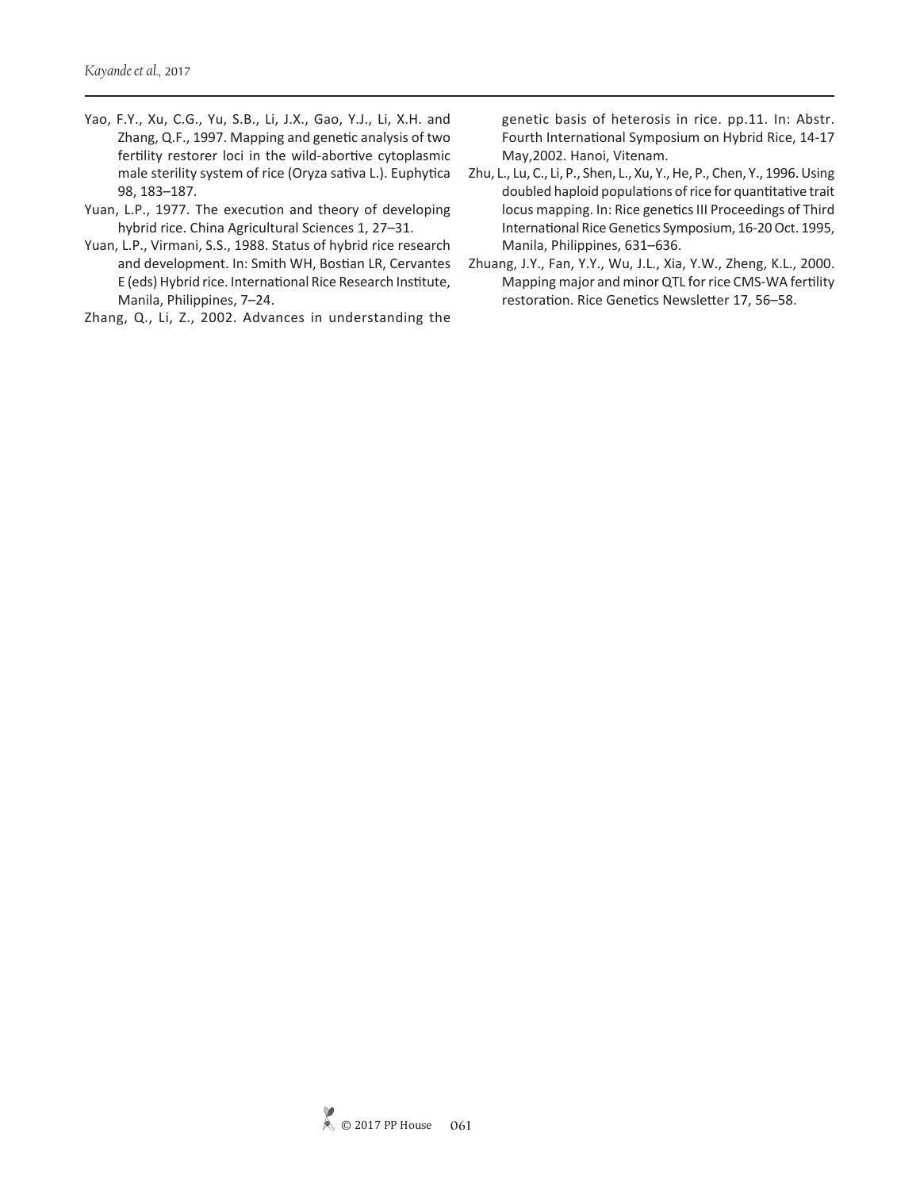Yao, F.Y., Xu, C.G., Yu, S.B., Li, J.X., Gao, Y.J., Li, X.H. and Zhang, Q.F., 1997. Mapping and genetic analysis of two fertility restorer loci in the wild-abortive cytoplasmic male sterility system of rice (Oryza sativa L.). Euphytica 98, 183–187.

Yuan, L.P., 1977. The execution and theory of developing hybrid rice. China Agricultural Sciences 1, 27–31.

Yuan, L.P., Virmani, S.S., 1988. Status of hybrid rice research and development. In: Smith WH, Bostian LR, Cervantes E (eds) Hybrid rice. International Rice Research Institute, Manila, Philippines, 7–24.

Zhang, Q., Li, Z., 2002. Advances in understanding the genetic basis of heterosis in rice. pp.11. In: Abstr. Fourth International Symposium on Hybrid Rice, 14-17 May,2002. Hanoi, Vitenam.

Zhu, L., Lu, C., Li, P., Shen, L., Xu, Y., He, P., Chen, Y., 1996. Using doubled haploid populations of rice for quantitative trait locus mapping. In: Rice genetics III Proceedings of Third International Rice Genetics Symposium, 16-20 Oct. 1995, Manila, Philippines, 631–636.

Zhuang, J.Y., Fan, Y.Y., Wu, J.L., Xia, Y.W., Zheng, K.L., 2000. Mapping major and minor QTL for rice CMS-WA fertility restoration. Rice Genetics Newsletter 17, 56–58.